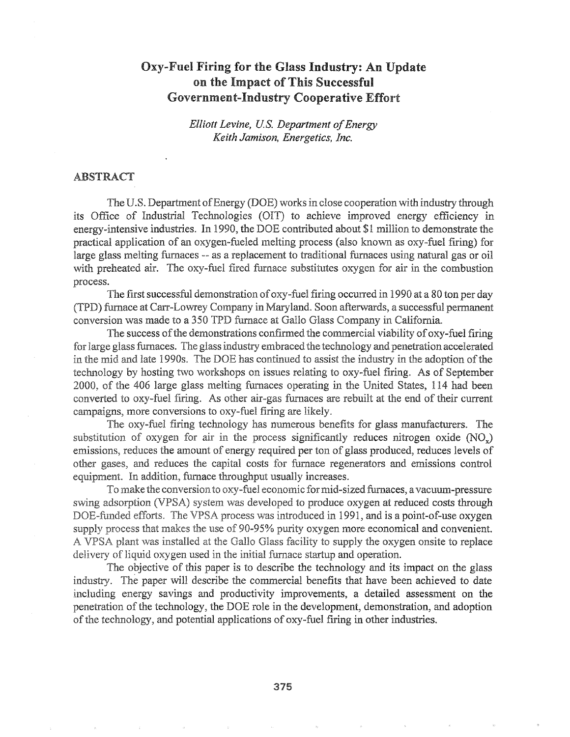# Oxy-Fuel Firing for the Glass Industry: An Update on the Impact of This Successful Government-Industry Cooperative Effort

*Elliott Levine, U.S. Department of Energy*
*Keith Jamison, Energetics, Inc.*

## ABSTRACT

The U.S. Department of Energy (DOE) works in close cooperation with industry through its Office of Industrial Technologies (OIT) to achieve improved energy efficiency in energy-intensive industries. In 1990, the DOE contributed about $1 million to demonstrate the practical application of an oxygen-fueled melting process (also known as oxy-fuel firing) for large glass melting furnaces -- as a replacement to traditional furnaces using natural gas or oil with preheated air. The oxy-fuel fired furnace substitutes oxygen for air in the combustion process.

The first successful demonstration of oxy-fuel firing occurred in 1990 at a 80 ton per day (TPD) furnace at Carr-Lowrey Company in Maryland. Soon afterwards, a successful permanent conversion was made to a 350 TPD furnace at Gallo Glass Company in California.

The success of the demonstrations confirmed the commercial viability of oxy-fuel firing for large glass furnaces. The glass industry embraced the technology and penetration accelerated in the mid and late 1990s. The DOE has continued to assist the industry in the adoption of the technology by hosting two workshops on issues relating to oxy-fuel firing. As of September 2000, of the 406 large glass melting furnaces operating in the United States, 114 had been converted to oxy-fuel firing. As other air-gas furnaces are rebuilt at the end of their current campaigns, more conversions to oxy-fuel firing are likely.

The oxy-fuel firing technology has numerous benefits for glass manufacturers. The substitution of oxygen for air in the process significantly reduces nitrogen oxide ($NO_x$) emissions, reduces the amount of energy required per ton of glass produced, reduces levels of other gases, and reduces the capital costs for furnace regenerators and emissions control equipment. In addition, furnace throughput usually increases.

To make the conversion to oxy-fuel economic for mid-sized furnaces, a vacuum-pressure swing adsorption (VPSA) system was developed to produce oxygen at reduced costs through DOE-funded efforts. The VPSA process was introduced in 1991, and is a point-of-use oxygen supply process that makes the use of 90-95% purity oxygen more economical and convenient. A VPSA plant was installed at the Gallo Glass facility to supply the oxygen onsite to replace delivery of liquid oxygen used in the initial furnace startup and operation.

The objective of this paper is to describe the technology and its impact on the glass industry. The paper will describe the commercial benefits that have been achieved to date including energy savings and productivity improvements, a detailed assessment on the penetration of the technology, the DOE role in the development, demonstration, and adoption of the technology, and potential applications of oxy-fuel firing in other industries.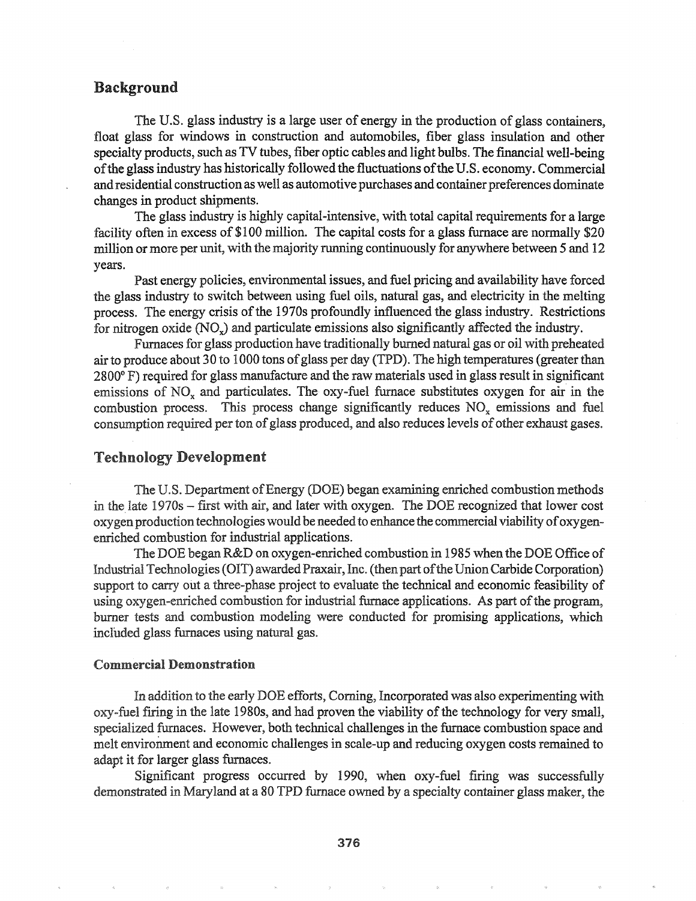## Background

The U.S. glass industry is a large user of energy in the production of glass containers, float glass for windows in construction and automobiles, fiber glass insulation and other specialty products, such as TV tubes, fiber optic cables and light bulbs. The financial well-being of the glass industry has historically followed the fluctuations of the U.S. economy. Commercial and residential construction as well as automotive purchases and container preferences dominate changes in product shipments.

The glass industry is highly capital-intensive, with total capital requirements for a large facility often in excess of $100 million. The capital costs for a glass furnace are normally $20 million or more per unit, with the majority running continuously for anywhere between 5 and 12 years.

Past energy policies, environmental issues, and fuel pricing and availability have forced the glass industry to switch between using fuel oils, natural gas, and electricity in the melting process. The energy crisis of the 1970s profoundly influenced the glass industry. Restrictions for nitrogen oxide ($NO_x$) and particulate emissions also significantly affected the industry.

Furnaces for glass production have traditionally burned natural gas or oil with preheated air to produce about 30 to 1000 tons of glass per day (TPD). The high temperatures (greater than 2800° F) required for glass manufacture and the raw materials used in glass result in significant emissions of $NO_x$ and particulates. The oxy-fuel furnace substitutes oxygen for air in the combustion process. This process change significantly reduces $NO_x$ emissions and fuel consumption required per ton of glass produced, and also reduces levels of other exhaust gases.

## Technology Development

The U.S. Department of Energy (DOE) began examining enriched combustion methods in the late 1970s – first with air, and later with oxygen. The DOE recognized that lower cost oxygen production technologies would be needed to enhance the commercial viability of oxygen-enriched combustion for industrial applications.

The DOE began R&D on oxygen-enriched combustion in 1985 when the DOE Office of Industrial Technologies (OIT) awarded Praxair, Inc. (then part of the Union Carbide Corporation) support to carry out a three-phase project to evaluate the technical and economic feasibility of using oxygen-enriched combustion for industrial furnace applications. As part of the program, burner tests and combustion modeling were conducted for promising applications, which included glass furnaces using natural gas.

### Commercial Demonstration

In addition to the early DOE efforts, Corning, Incorporated was also experimenting with oxy-fuel firing in the late 1980s, and had proven the viability of the technology for very small, specialized furnaces. However, both technical challenges in the furnace combustion space and melt environment and economic challenges in scale-up and reducing oxygen costs remained to adapt it for larger glass furnaces.

Significant progress occurred by 1990, when oxy-fuel firing was successfully demonstrated in Maryland at a 80 TPD furnace owned by a specialty container glass maker, the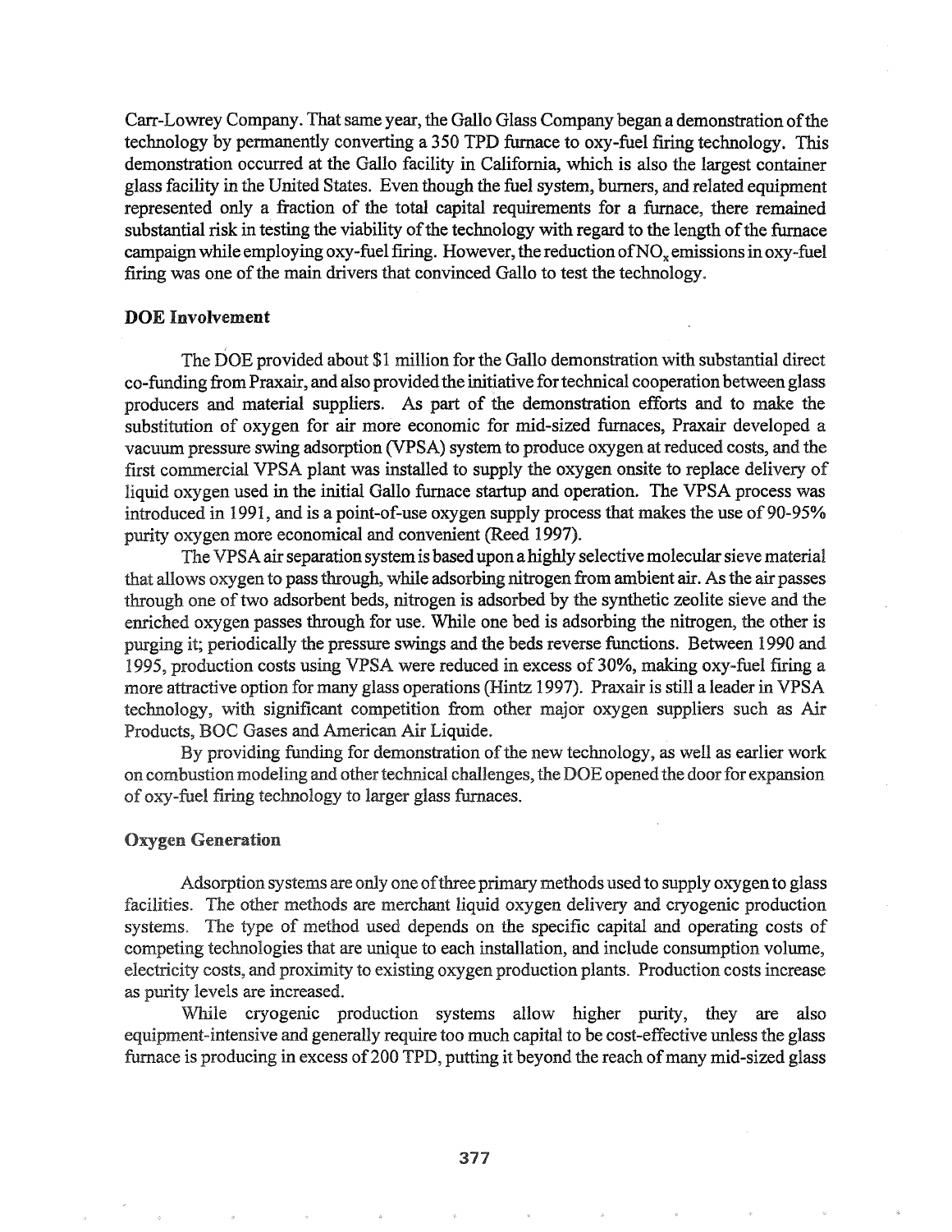Carr-Lowrey Company. That same year, the Gallo Glass Company began a demonstration of the technology by permanently converting a 350 TPD furnace to oxy-fuel firing technology. This demonstration occurred at the Gallo facility in California, which is also the largest container glass facility in the United States. Even though the fuel system, burners, and related equipment represented only a fraction of the total capital requirements for a furnace, there remained substantial risk in testing the viability of the technology with regard to the length of the furnace campaign while employing oxy-fuel firing. However, the reduction of $NO_x$ emissions in oxy-fuel firing was one of the main drivers that convinced Gallo to test the technology.

### DOE Involvement

The DOE provided about $1 million for the Gallo demonstration with substantial direct co-funding from Praxair, and also provided the initiative for technical cooperation between glass producers and material suppliers. As part of the demonstration efforts and to make the substitution of oxygen for air more economic for mid-sized furnaces, Praxair developed a vacuum pressure swing adsorption (VPSA) system to produce oxygen at reduced costs, and the first commercial VPSA plant was installed to supply the oxygen onsite to replace delivery of liquid oxygen used in the initial Gallo furnace startup and operation. The VPSA process was introduced in 1991, and is a point-of-use oxygen supply process that makes the use of 90-95% purity oxygen more economical and convenient (Reed 1997).

The VPSA air separation system is based upon a highly selective molecular sieve material that allows oxygen to pass through, while adsorbing nitrogen from ambient air. As the air passes through one of two adsorbent beds, nitrogen is adsorbed by the synthetic zeolite sieve and the enriched oxygen passes through for use. While one bed is adsorbing the nitrogen, the other is purging it; periodically the pressure swings and the beds reverse functions. Between 1990 and 1995, production costs using VPSA were reduced in excess of 30%, making oxy-fuel firing a more attractive option for many glass operations (Hintz 1997). Praxair is still a leader in VPSA technology, with significant competition from other major oxygen suppliers such as Air Products, BOC Gases and American Air Liquide.

By providing funding for demonstration of the new technology, as well as earlier work on combustion modeling and other technical challenges, the DOE opened the door for expansion of oxy-fuel firing technology to larger glass furnaces.

### Oxygen Generation

Adsorption systems are only one of three primary methods used to supply oxygen to glass facilities. The other methods are merchant liquid oxygen delivery and cryogenic production systems. The type of method used depends on the specific capital and operating costs of competing technologies that are unique to each installation, and include consumption volume, electricity costs, and proximity to existing oxygen production plants. Production costs increase as purity levels are increased.

While cryogenic production systems allow higher purity, they are also equipment-intensive and generally require too much capital to be cost-effective unless the glass furnace is producing in excess of 200 TPD, putting it beyond the reach of many mid-sized glass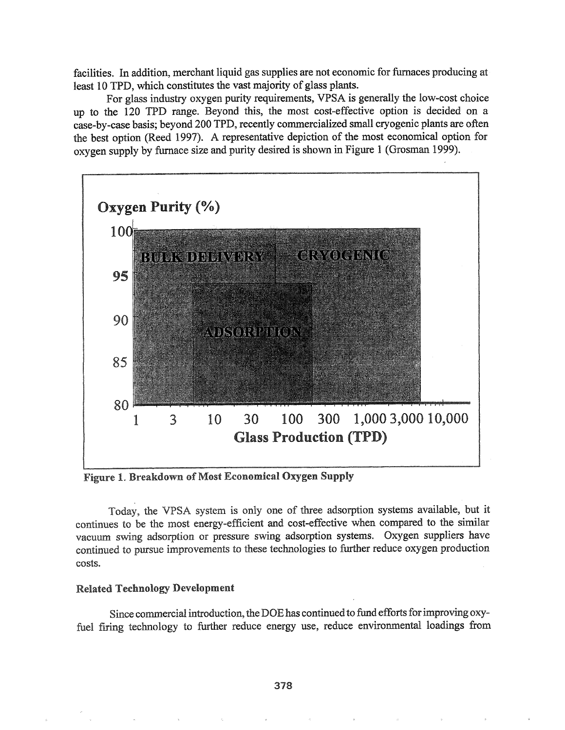facilities. In addition, merchant liquid gas supplies are not economic for furnaces producing at least 10 TPD, which constitutes the vast majority of glass plants.

For glass industry oxygen purity requirements, VPSA is generally the low-cost choice up to the 120 TPD range. Beyond this, the most cost-effective option is decided on a case-by-case basis; beyond 200 TPD, recently commercialized small cryogenic plants are often the best option (Reed 1997). A representative depiction of the most economical option for oxygen supply by furnace size and purity desired is shown in Figure 1 (Grosman 1999).

**Figure 1. Breakdown of Most Economical Oxygen Supply**

Today, the VPSA system is only one of three adsorption systems available, but it continues to be the most energy-efficient and cost-effective when compared to the similar vacuum swing adsorption or pressure swing adsorption systems. Oxygen suppliers have continued to pursue improvements to these technologies to further reduce oxygen production costs.

### Related Technology Development

Since commercial introduction, the DOE has continued to fund efforts for improving oxy-fuel firing technology to further reduce energy use, reduce environmental loadings from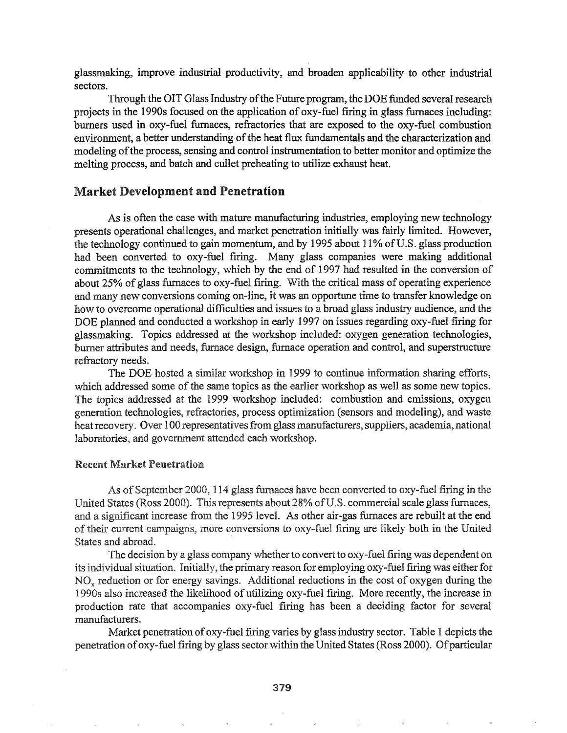glassmaking, improve industrial productivity, and broaden applicability to other industrial sectors.

Through the OIT Glass Industry of the Future program, the DOE funded several research projects in the 1990s focused on the application of oxy-fuel firing in glass furnaces including: burners used in oxy-fuel furnaces, refractories that are exposed to the oxy-fuel combustion environment, a better understanding of the heat flux fundamentals and the characterization and modeling of the process, sensing and control instrumentation to better monitor and optimize the melting process, and batch and cullet preheating to utilize exhaust heat.

## Market Development and Penetration

As is often the case with mature manufacturing industries, employing new technology presents operational challenges, and market penetration initially was fairly limited. However, the technology continued to gain momentum, and by 1995 about 11% of U.S. glass production had been converted to oxy-fuel firing. Many glass companies were making additional commitments to the technology, which by the end of 1997 had resulted in the conversion of about 25% of glass furnaces to oxy-fuel firing. With the critical mass of operating experience and many new conversions coming on-line, it was an opportune time to transfer knowledge on how to overcome operational difficulties and issues to a broad glass industry audience, and the DOE planned and conducted a workshop in early 1997 on issues regarding oxy-fuel firing for glassmaking. Topics addressed at the workshop included: oxygen generation technologies, burner attributes and needs, furnace design, furnace operation and control, and superstructure refractory needs.

The DOE hosted a similar workshop in 1999 to continue information sharing efforts, which addressed some of the same topics as the earlier workshop as well as some new topics. The topics addressed at the 1999 workshop included: combustion and emissions, oxygen generation technologies, refractories, process optimization (sensors and modeling), and waste heat recovery. Over 100 representatives from glass manufacturers, suppliers, academia, national laboratories, and government attended each workshop.

### Recent Market Penetration

As of September 2000, 114 glass furnaces have been converted to oxy-fuel firing in the United States (Ross 2000). This represents about 28% of U.S. commercial scale glass furnaces, and a significant increase from the 1995 level. As other air-gas furnaces are rebuilt at the end of their current campaigns, more conversions to oxy-fuel firing are likely both in the United States and abroad.

The decision by a glass company whether to convert to oxy-fuel firing was dependent on its individual situation. Initially, the primary reason for employing oxy-fuel firing was either for $NO_x$ reduction or for energy savings. Additional reductions in the cost of oxygen during the 1990s also increased the likelihood of utilizing oxy-fuel firing. More recently, the increase in production rate that accompanies oxy-fuel firing has been a deciding factor for several manufacturers.

Market penetration of oxy-fuel firing varies by glass industry sector. Table 1 depicts the penetration of oxy-fuel firing by glass sector within the United States (Ross 2000). Of particular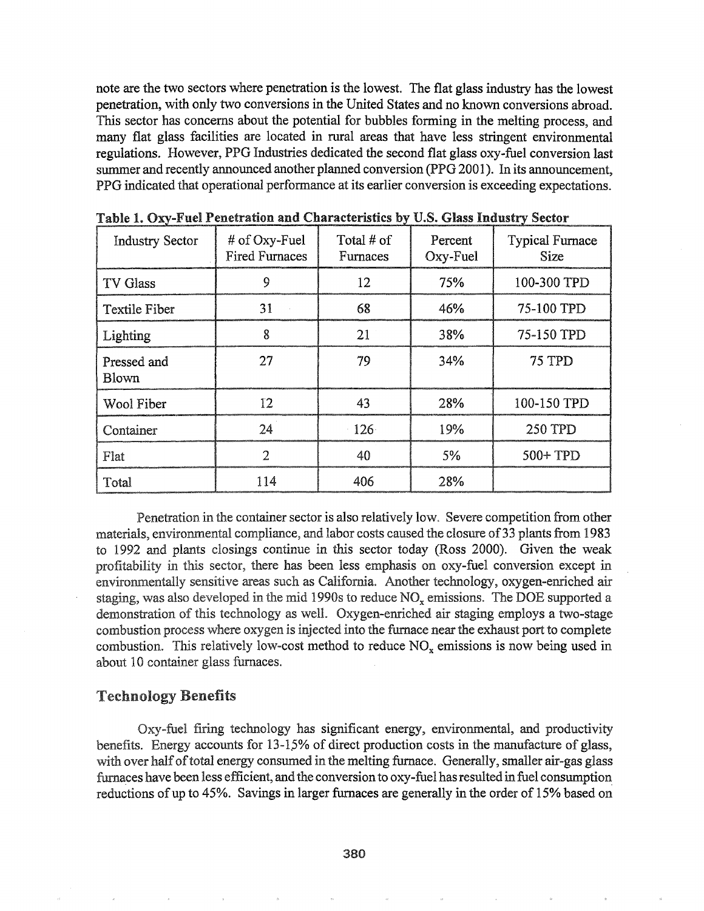note are the two sectors where penetration is the lowest. The flat glass industry has the lowest penetration, with only two conversions in the United States and no known conversions abroad. This sector has concerns about the potential for bubbles forming in the melting process, and many flat glass facilities are located in rural areas that have less stringent environmental regulations. However, PPG Industries dedicated the second flat glass oxy-fuel conversion last summer and recently announced another planned conversion (PPG 2001). In its announcement, PPG indicated that operational performance at its earlier conversion is exceeding expectations.

**Table 1. Oxy-Fuel Penetration and Characteristics by U.S. Glass Industry Sector**

| Industry Sector | # of Oxy-Fuel Fired Furnaces | Total # of Furnaces | Percent Oxy-Fuel | Typical Furnace Size |
|---|---|---|---|---|
| TV Glass | 9 | 12 | 75% | 100-300 TPD |
| Textile Fiber | 31 | 68 | 46% | 75-100 TPD |
| Lighting | 8 | 21 | 38% | 75-150 TPD |
| Pressed and Blown | 27 | 79 | 34% | 75 TPD |
| Wool Fiber | 12 | 43 | 28% | 100-150 TPD |
| Container | 24 | 126 | 19% | 250 TPD |
| Flat | 2 | 40 | 5% | 500+ TPD |
| Total | 114 | 406 | 28% | |

Penetration in the container sector is also relatively low. Severe competition from other materials, environmental compliance, and labor costs caused the closure of 33 plants from 1983 to 1992 and plants closings continue in this sector today (Ross 2000). Given the weak profitability in this sector, there has been less emphasis on oxy-fuel conversion except in environmentally sensitive areas such as California. Another technology, oxygen-enriched air staging, was also developed in the mid 1990s to reduce $NO_x$ emissions. The DOE supported a demonstration of this technology as well. Oxygen-enriched air staging employs a two-stage combustion process where oxygen is injected into the furnace near the exhaust port to complete combustion. This relatively low-cost method to reduce $NO_x$ emissions is now being used in about 10 container glass furnaces.

## Technology Benefits

Oxy-fuel firing technology has significant energy, environmental, and productivity benefits. Energy accounts for 13-15% of direct production costs in the manufacture of glass, with over half of total energy consumed in the melting furnace. Generally, smaller air-gas glass furnaces have been less efficient, and the conversion to oxy-fuel has resulted in fuel consumption reductions of up to 45%. Savings in larger furnaces are generally in the order of 15% based on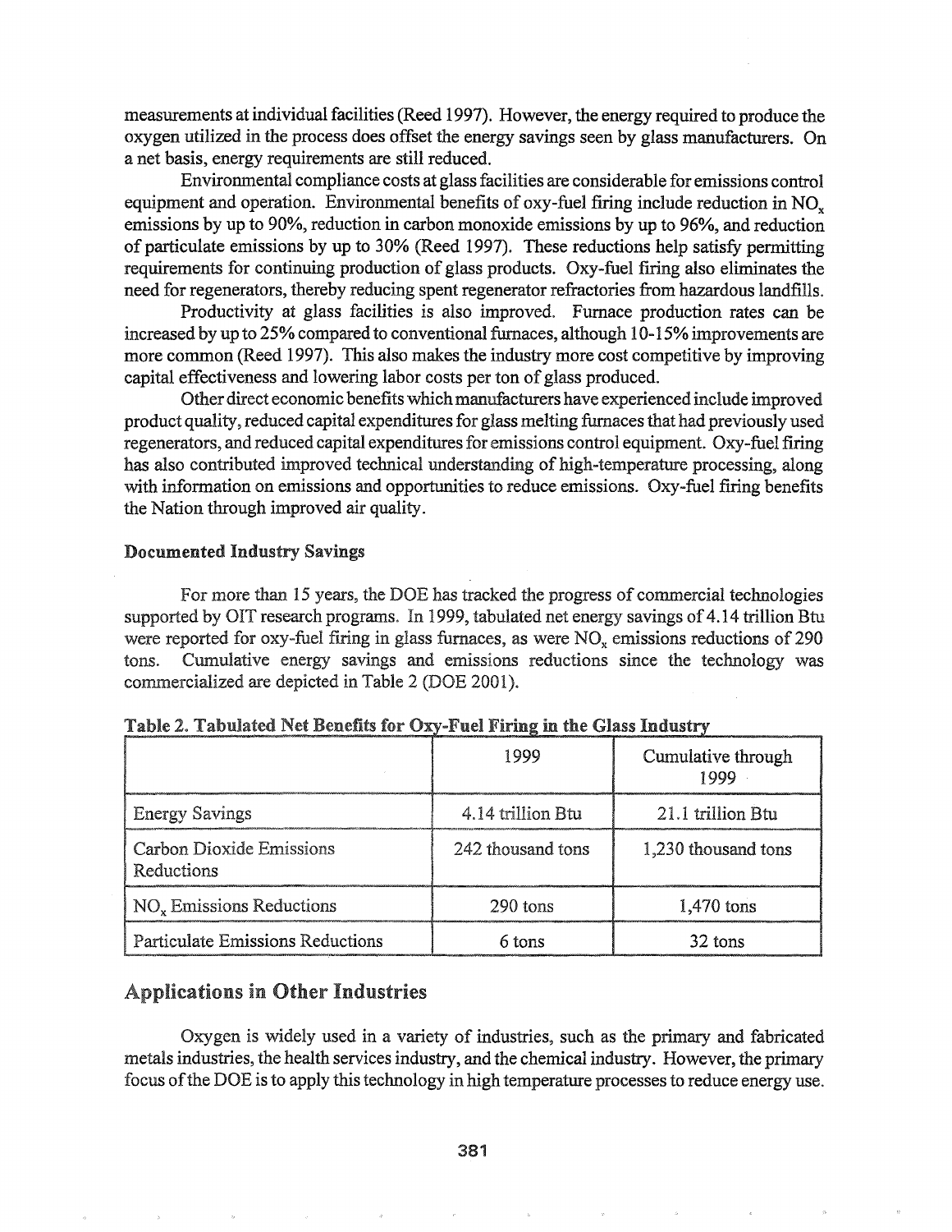measurements at individual facilities (Reed 1997). However, the energy required to produce the oxygen utilized in the process does offset the energy savings seen by glass manufacturers. On a net basis, energy requirements are still reduced.

Environmental compliance costs at glass facilities are considerable for emissions control equipment and operation. Environmental benefits of oxy-fuel firing include reduction in $NO_x$ emissions by up to 90%, reduction in carbon monoxide emissions by up to 96%, and reduction of particulate emissions by up to 30% (Reed 1997). These reductions help satisfy permitting requirements for continuing production of glass products. Oxy-fuel firing also eliminates the need for regenerators, thereby reducing spent regenerator refractories from hazardous landfills.

Productivity at glass facilities is also improved. Furnace production rates can be increased by up to 25% compared to conventional furnaces, although 10-15% improvements are more common (Reed 1997). This also makes the industry more cost competitive by improving capital effectiveness and lowering labor costs per ton of glass produced.

Other direct economic benefits which manufacturers have experienced include improved product quality, reduced capital expenditures for glass melting furnaces that had previously used regenerators, and reduced capital expenditures for emissions control equipment. Oxy-fuel firing has also contributed improved technical understanding of high-temperature processing, along with information on emissions and opportunities to reduce emissions. Oxy-fuel firing benefits the Nation through improved air quality.

### Documented Industry Savings

For more than 15 years, the DOE has tracked the progress of commercial technologies supported by OIT research programs. In 1999, tabulated net energy savings of 4.14 trillion Btu were reported for oxy-fuel firing in glass furnaces, as were $NO_x$ emissions reductions of 290 tons. Cumulative energy savings and emissions reductions since the technology was commercialized are depicted in Table 2 (DOE 2001).

**Table 2. Tabulated Net Benefits for Oxy-Fuel Firing in the Glass Industry**

| | 1999 | Cumulative through 1999 |
|---|---|---|
| Energy Savings | 4.14 trillion Btu | 21.1 trillion Btu |
| Carbon Dioxide Emissions Reductions | 242 thousand tons | 1,230 thousand tons |
| $NO_x$ Emissions Reductions | 290 tons | 1,470 tons |
| Particulate Emissions Reductions | 6 tons | 32 tons |

## Applications in Other Industries

Oxygen is widely used in a variety of industries, such as the primary and fabricated metals industries, the health services industry, and the chemical industry. However, the primary focus of the DOE is to apply this technology in high temperature processes to reduce energy use.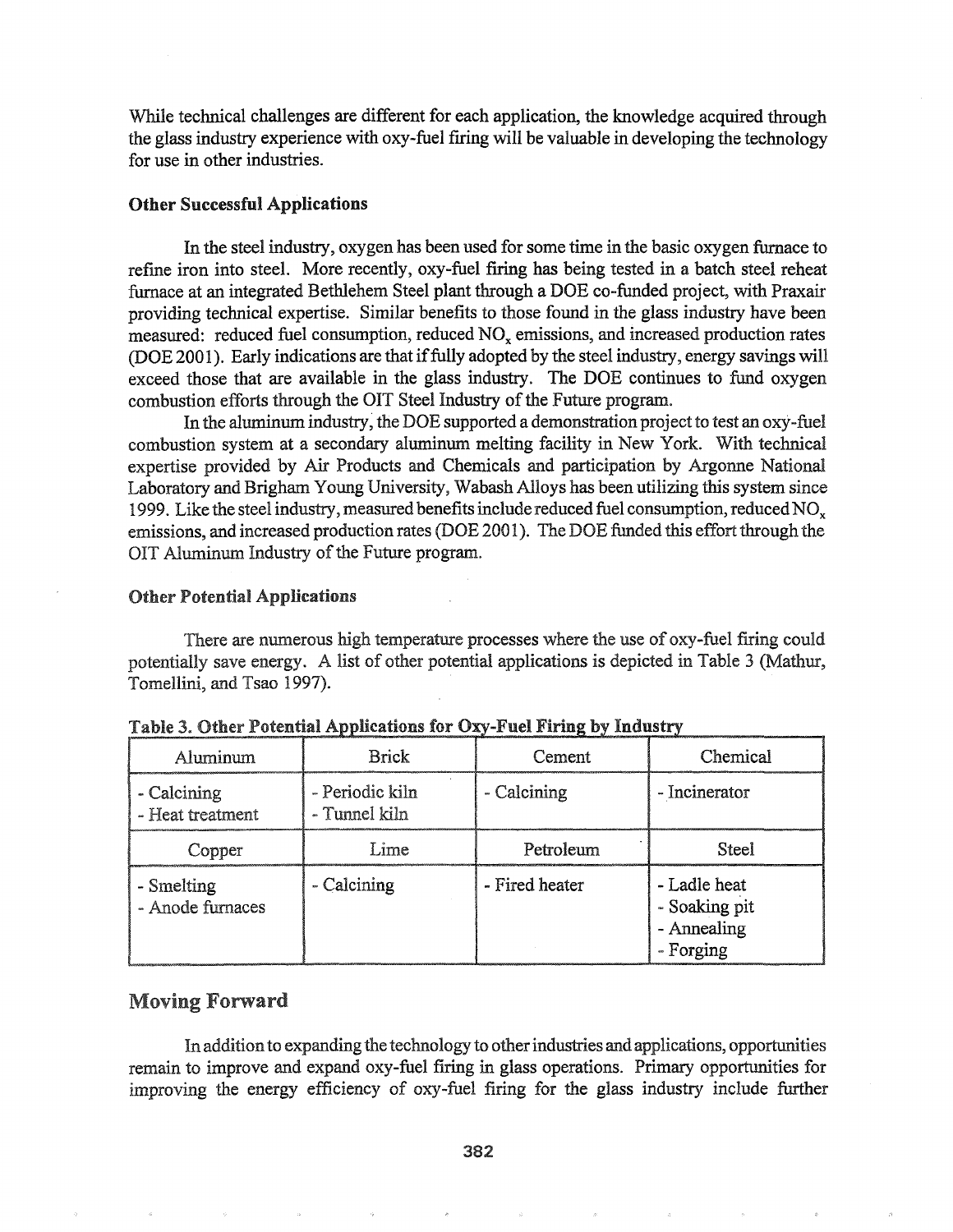While technical challenges are different for each application, the knowledge acquired through the glass industry experience with oxy-fuel firing will be valuable in developing the technology for use in other industries.

### Other Successful Applications

In the steel industry, oxygen has been used for some time in the basic oxygen furnace to refine iron into steel. More recently, oxy-fuel firing has being tested in a batch steel reheat furnace at an integrated Bethlehem Steel plant through a DOE co-funded project, with Praxair providing technical expertise. Similar benefits to those found in the glass industry have been measured: reduced fuel consumption, reduced $NO_x$ emissions, and increased production rates (DOE 2001). Early indications are that if fully adopted by the steel industry, energy savings will exceed those that are available in the glass industry. The DOE continues to fund oxygen combustion efforts through the OIT Steel Industry of the Future program.

In the aluminum industry, the DOE supported a demonstration project to test an oxy-fuel combustion system at a secondary aluminum melting facility in New York. With technical expertise provided by Air Products and Chemicals and participation by Argonne National Laboratory and Brigham Young University, Wabash Alloys has been utilizing this system since 1999. Like the steel industry, measured benefits include reduced fuel consumption, reduced $NO_x$ emissions, and increased production rates (DOE 2001). The DOE funded this effort through the OIT Aluminum Industry of the Future program.

### Other Potential Applications

There are numerous high temperature processes where the use of oxy-fuel firing could potentially save energy. A list of other potential applications is depicted in Table 3 (Mathur, Tomellini, and Tsao 1997).

**Table 3. Other Potential Applications for Oxy-Fuel Firing by Industry**

| Aluminum | Brick | Cement | Chemical |
|---|---|---|---|
| - Calcining<br>- Heat treatment | - Periodic kiln<br>- Tunnel kiln | - Calcining | - Incinerator |
| **Copper** | **Lime** | **Petroleum** | **Steel** |
| - Smelting<br>- Anode furnaces | - Calcining | - Fired heater | - Ladle heat<br>- Soaking pit<br>- Annealing<br>- Forging |

## Moving Forward

In addition to expanding the technology to other industries and applications, opportunities remain to improve and expand oxy-fuel firing in glass operations. Primary opportunities for improving the energy efficiency of oxy-fuel firing for the glass industry include further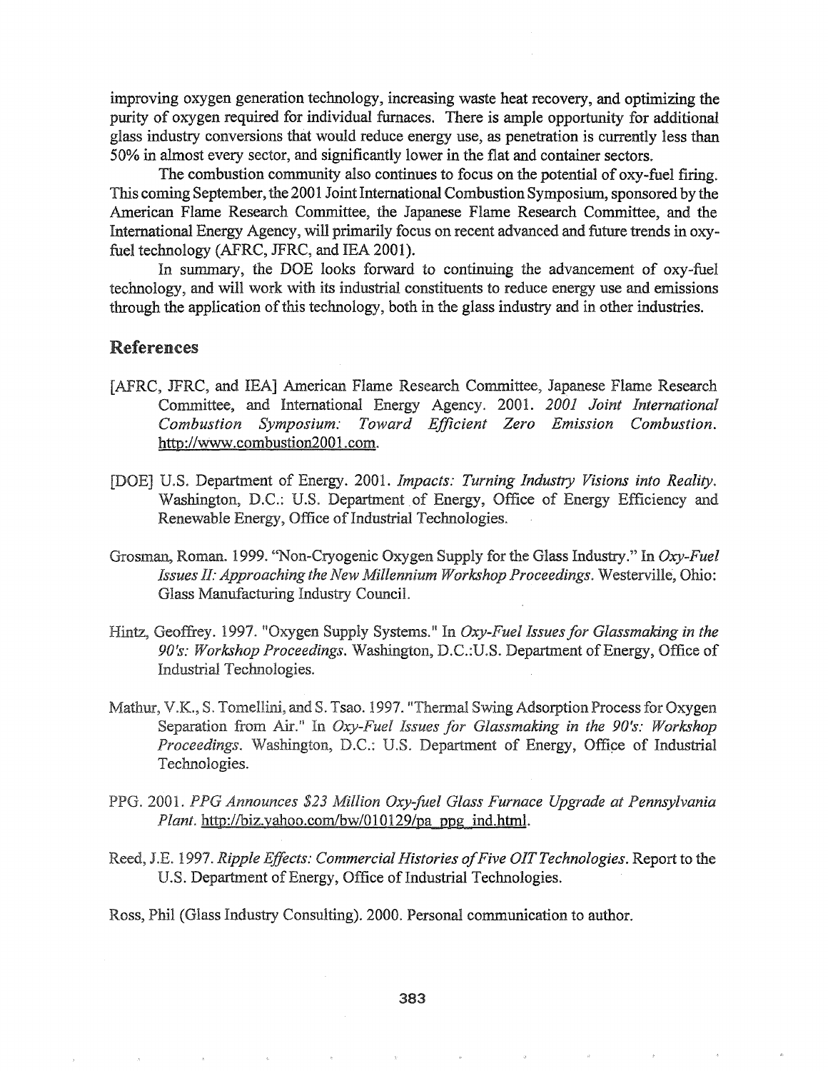improving oxygen generation technology, increasing waste heat recovery, and optimizing the purity of oxygen required for individual furnaces. There is ample opportunity for additional glass industry conversions that would reduce energy use, as penetration is currently less than 50% in almost every sector, and significantly lower in the flat and container sectors.

The combustion community also continues to focus on the potential of oxy-fuel firing. This coming September, the 2001 Joint International Combustion Symposium, sponsored by the American Flame Research Committee, the Japanese Flame Research Committee, and the International Energy Agency, will primarily focus on recent advanced and future trends in oxy-fuel technology (AFRC, JFRC, and IEA 2001).

In summary, the DOE looks forward to continuing the advancement of oxy-fuel technology, and will work with its industrial constituents to reduce energy use and emissions through the application of this technology, both in the glass industry and in other industries.

## References

[AFRC, JFRC, and IEA] American Flame Research Committee, Japanese Flame Research Committee, and International Energy Agency. 2001. *2001 Joint International Combustion Symposium: Toward Efficient Zero Emission Combustion*. http://www.combustion2001.com.

[DOE] U.S. Department of Energy. 2001. *Impacts: Turning Industry Visions into Reality*. Washington, D.C.: U.S. Department of Energy, Office of Energy Efficiency and Renewable Energy, Office of Industrial Technologies.

Grosman, Roman. 1999. "Non-Cryogenic Oxygen Supply for the Glass Industry." In *Oxy-Fuel Issues II: Approaching the New Millennium Workshop Proceedings*. Westerville, Ohio: Glass Manufacturing Industry Council.

Hintz, Geoffrey. 1997. "Oxygen Supply Systems." In *Oxy-Fuel Issues for Glassmaking in the 90's: Workshop Proceedings*. Washington, D.C.:U.S. Department of Energy, Office of Industrial Technologies.

Mathur, V.K., S. Tomellini, and S. Tsao. 1997. "Thermal Swing Adsorption Process for Oxygen Separation from Air." In *Oxy-Fuel Issues for Glassmaking in the 90's: Workshop Proceedings*. Washington, D.C.: U.S. Department of Energy, Office of Industrial Technologies.

PPG. 2001. *PPG Announces $23 Million Oxy-fuel Glass Furnace Upgrade at Pennsylvania Plant*. http://biz.yahoo.com/bw/010129/pa_ppg_ind.html.

Reed, J.E. 1997. *Ripple Effects: Commercial Histories of Five OIT Technologies*. Report to the U.S. Department of Energy, Office of Industrial Technologies.

Ross, Phil (Glass Industry Consulting). 2000. Personal communication to author.